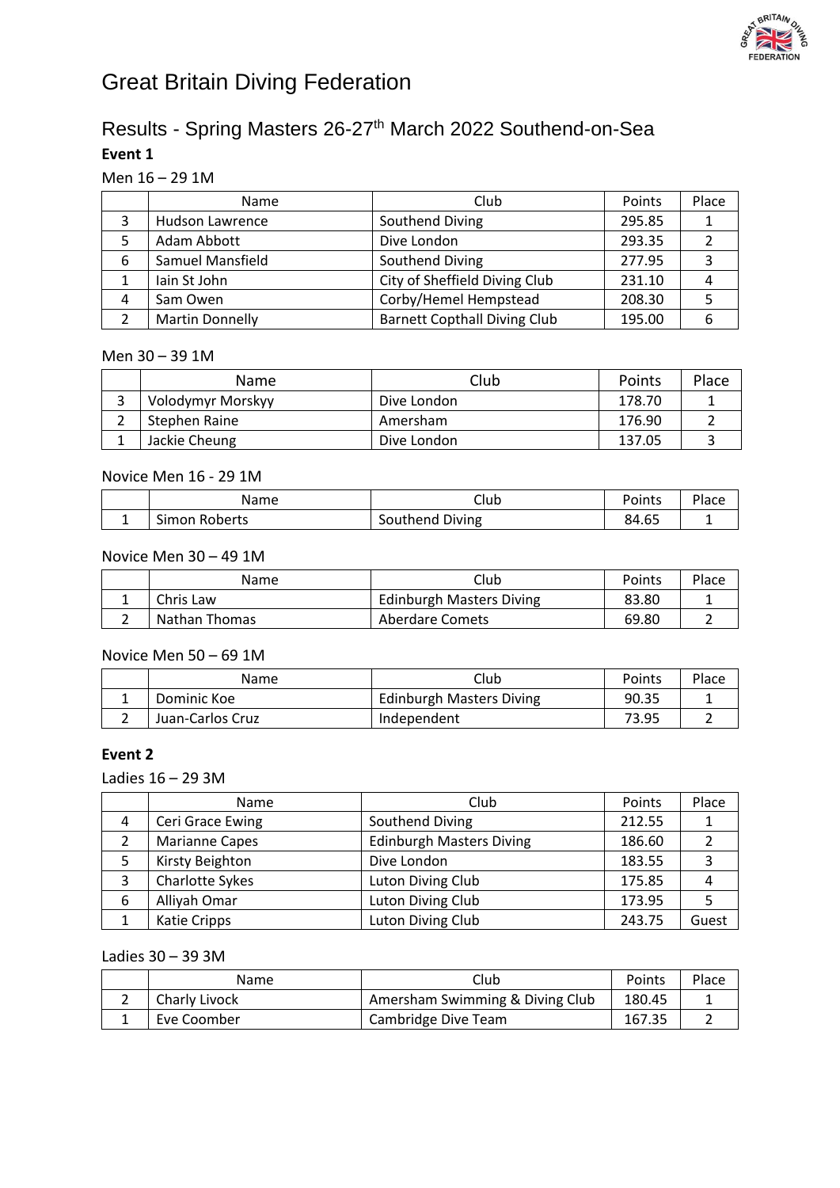# Great Britain Diving Federation

## Results - Spring Masters 26-27th March 2022 Southend-on-Sea

**Event 1**

Men 16 – 29 1M

| | Name | Club | Points | Place |
|---|---|---|---|---|
| 3 | Hudson Lawrence | Southend Diving | 295.85 | 1 |
| 5 | Adam Abbott | Dive London | 293.35 | 2 |
| 6 | Samuel Mansfield | Southend Diving | 277.95 | 3 |
| 1 | Iain St John | City of Sheffield Diving Club | 231.10 | 4 |
| 4 | Sam Owen | Corby/Hemel Hempstead | 208.30 | 5 |
| 2 | Martin Donnelly | Barnett Copthall Diving Club | 195.00 | 6 |

Men 30 – 39 1M

| | Name | Club | Points | Place |
|---|---|---|---|---|
| 3 | Volodymyr Morskyy | Dive London | 178.70 | 1 |
| 2 | Stephen Raine | Amersham | 176.90 | 2 |
| 1 | Jackie Cheung | Dive London | 137.05 | 3 |

Novice Men 16 - 29 1M

| | Name | Club | Points | Place |
|---|---|---|---|---|
| 1 | Simon Roberts | Southend Diving | 84.65 | 1 |

Novice Men 30 – 49 1M

| | Name | Club | Points | Place |
|---|---|---|---|---|
| 1 | Chris Law | Edinburgh Masters Diving | 83.80 | 1 |
| 2 | Nathan Thomas | Aberdare Comets | 69.80 | 2 |

Novice Men 50 – 69 1M

| | Name | Club | Points | Place |
|---|---|---|---|---|
| 1 | Dominic Koe | Edinburgh Masters Diving | 90.35 | 1 |
| 2 | Juan-Carlos Cruz | Independent | 73.95 | 2 |

**Event 2**

Ladies 16 – 29 3M

| | Name | Club | Points | Place |
|---|---|---|---|---|
| 4 | Ceri Grace Ewing | Southend Diving | 212.55 | 1 |
| 2 | Marianne Capes | Edinburgh Masters Diving | 186.60 | 2 |
| 5 | Kirsty Beighton | Dive London | 183.55 | 3 |
| 3 | Charlotte Sykes | Luton Diving Club | 175.85 | 4 |
| 6 | Alliyah Omar | Luton Diving Club | 173.95 | 5 |
| 1 | Katie Cripps | Luton Diving Club | 243.75 | Guest |

Ladies 30 – 39 3M

| | Name | Club | Points | Place |
|---|---|---|---|---|
| 2 | Charly Livock | Amersham Swimming & Diving Club | 180.45 | 1 |
| 1 | Eve Coomber | Cambridge Dive Team | 167.35 | 2 |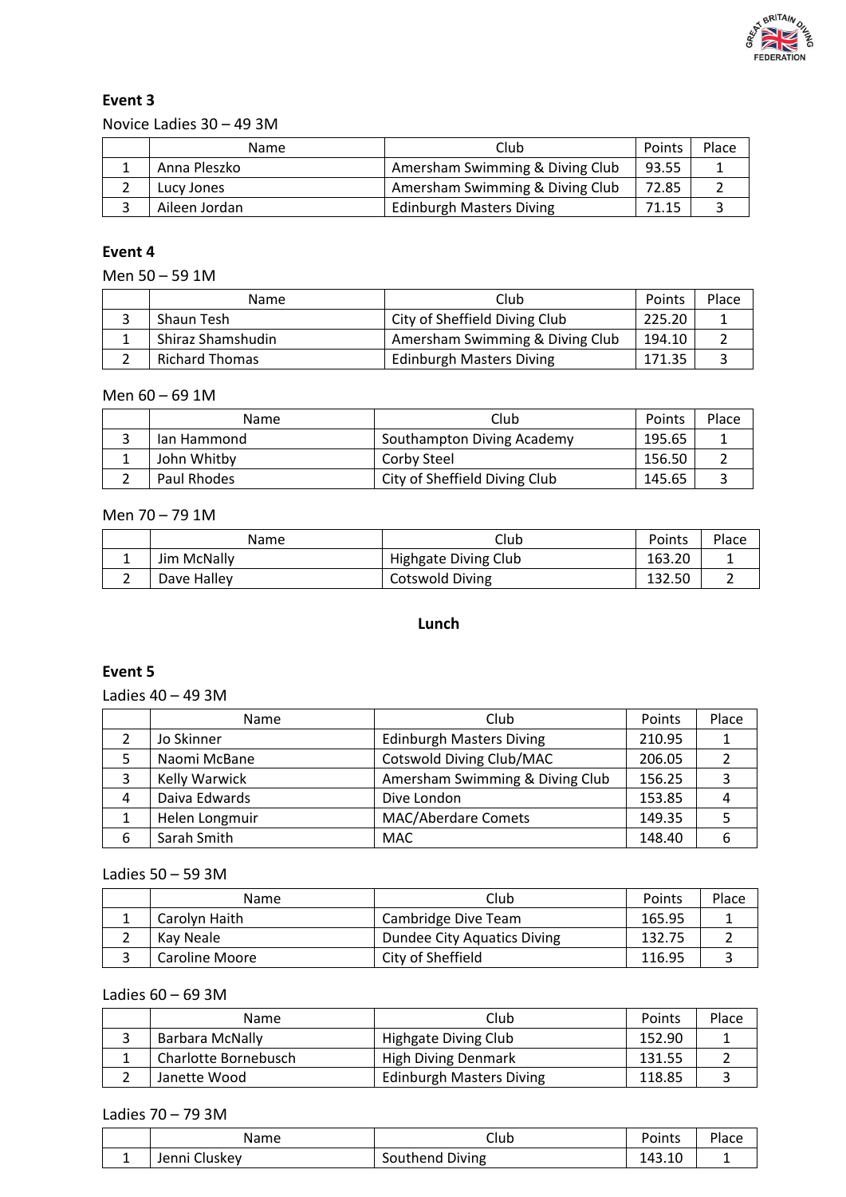**Event 3**

Novice Ladies 30 – 49 3M

| | Name | Club | Points | Place |
|---|---|---|---|---|
| 1 | Anna Pleszko | Amersham Swimming & Diving Club | 93.55 | 1 |
| 2 | Lucy Jones | Amersham Swimming & Diving Club | 72.85 | 2 |
| 3 | Aileen Jordan | Edinburgh Masters Diving | 71.15 | 3 |

**Event 4**

Men 50 – 59 1M

| | Name | Club | Points | Place |
|---|---|---|---|---|
| 3 | Shaun Tesh | City of Sheffield Diving Club | 225.20 | 1 |
| 1 | Shiraz Shamshudin | Amersham Swimming & Diving Club | 194.10 | 2 |
| 2 | Richard Thomas | Edinburgh Masters Diving | 171.35 | 3 |

Men 60 – 69 1M

| | Name | Club | Points | Place |
|---|---|---|---|---|
| 3 | Ian Hammond | Southampton Diving Academy | 195.65 | 1 |
| 1 | John Whitby | Corby Steel | 156.50 | 2 |
| 2 | Paul Rhodes | City of Sheffield Diving Club | 145.65 | 3 |

Men 70 – 79 1M

| | Name | Club | Points | Place |
|---|---|---|---|---|
| 1 | Jim McNally | Highgate Diving Club | 163.20 | 1 |
| 2 | Dave Halley | Cotswold Diving | 132.50 | 2 |

**Lunch**

**Event 5**

Ladies 40 – 49 3M

| | Name | Club | Points | Place |
|---|---|---|---|---|
| 2 | Jo Skinner | Edinburgh Masters Diving | 210.95 | 1 |
| 5 | Naomi McBane | Cotswold Diving Club/MAC | 206.05 | 2 |
| 3 | Kelly Warwick | Amersham Swimming & Diving Club | 156.25 | 3 |
| 4 | Daiva Edwards | Dive London | 153.85 | 4 |
| 1 | Helen Longmuir | MAC/Aberdare Comets | 149.35 | 5 |
| 6 | Sarah Smith | MAC | 148.40 | 6 |

Ladies 50 – 59 3M

| | Name | Club | Points | Place |
|---|---|---|---|---|
| 1 | Carolyn Haith | Cambridge Dive Team | 165.95 | 1 |
| 2 | Kay Neale | Dundee City Aquatics Diving | 132.75 | 2 |
| 3 | Caroline Moore | City of Sheffield | 116.95 | 3 |

Ladies 60 – 69 3M

| | Name | Club | Points | Place |
|---|---|---|---|---|
| 3 | Barbara McNally | Highgate Diving Club | 152.90 | 1 |
| 1 | Charlotte Bornebusch | High Diving Denmark | 131.55 | 2 |
| 2 | Janette Wood | Edinburgh Masters Diving | 118.85 | 3 |

Ladies 70 – 79 3M

| | Name | Club | Points | Place |
|---|---|---|---|---|
| 1 | Jenni Cluskey | Southend Diving | 143.10 | 1 |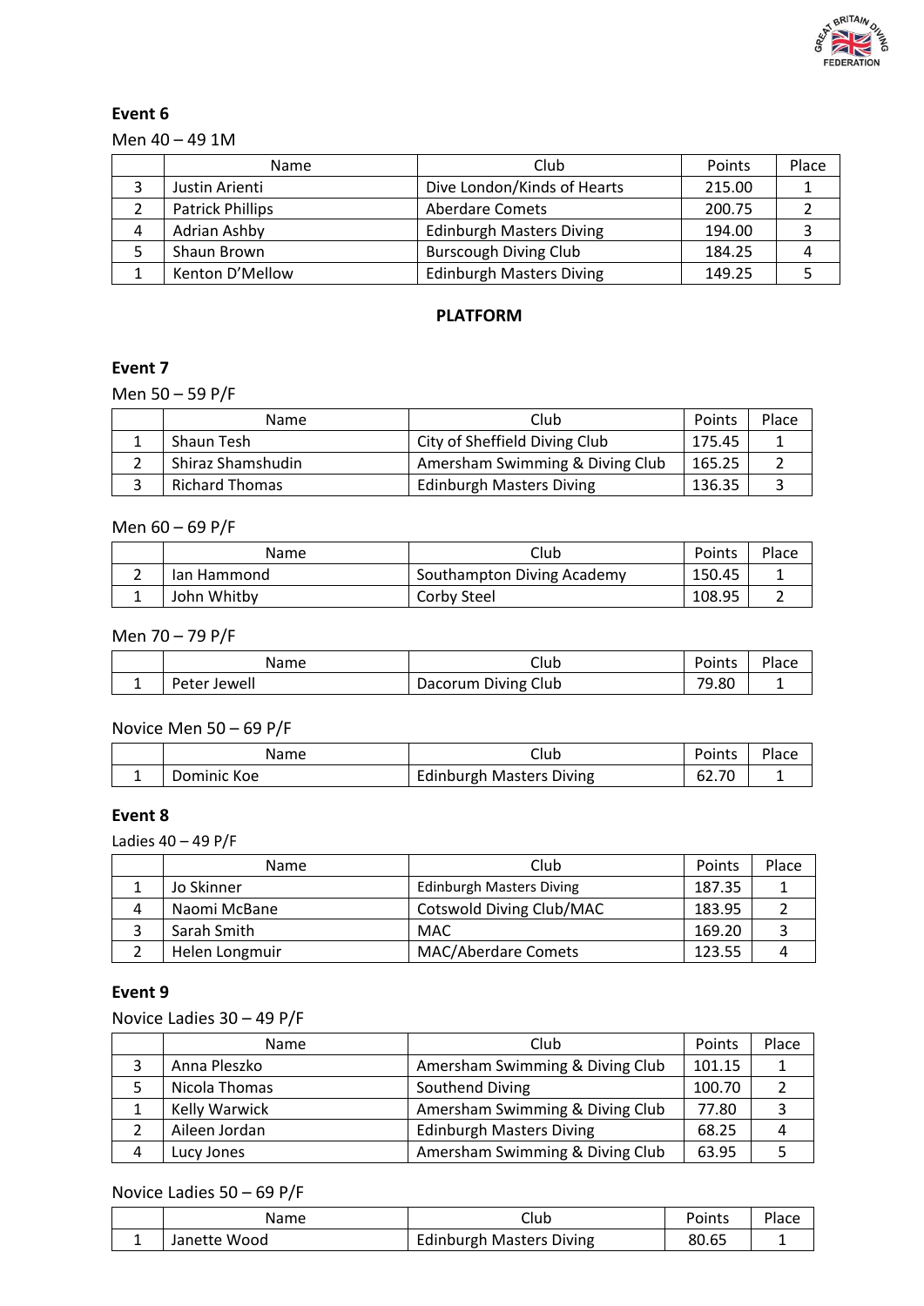**Event 6**

Men 40 – 49 1M

| | Name | Club | Points | Place |
|---|---|---|---|---|
| 3 | Justin Arienti | Dive London/Kinds of Hearts | 215.00 | 1 |
| 2 | Patrick Phillips | Aberdare Comets | 200.75 | 2 |
| 4 | Adrian Ashby | Edinburgh Masters Diving | 194.00 | 3 |
| 5 | Shaun Brown | Burscough Diving Club | 184.25 | 4 |
| 1 | Kenton D’Mellow | Edinburgh Masters Diving | 149.25 | 5 |

**PLATFORM**

**Event 7**

Men 50 – 59 P/F

| | Name | Club | Points | Place |
|---|---|---|---|---|
| 1 | Shaun Tesh | City of Sheffield Diving Club | 175.45 | 1 |
| 2 | Shiraz Shamshudin | Amersham Swimming & Diving Club | 165.25 | 2 |
| 3 | Richard Thomas | Edinburgh Masters Diving | 136.35 | 3 |

Men 60 – 69 P/F

| | Name | Club | Points | Place |
|---|---|---|---|---|
| 2 | Ian Hammond | Southampton Diving Academy | 150.45 | 1 |
| 1 | John Whitby | Corby Steel | 108.95 | 2 |

Men 70 – 79 P/F

| | Name | Club | Points | Place |
|---|---|---|---|---|
| 1 | Peter Jewell | Dacorum Diving Club | 79.80 | 1 |

Novice Men 50 – 69 P/F

| | Name | Club | Points | Place |
|---|---|---|---|---|
| 1 | Dominic Koe | Edinburgh Masters Diving | 62.70 | 1 |

**Event 8**

Ladies 40 – 49 P/F

| | Name | Club | Points | Place |
|---|---|---|---|---|
| 1 | Jo Skinner | Edinburgh Masters Diving | 187.35 | 1 |
| 4 | Naomi McBane | Cotswold Diving Club/MAC | 183.95 | 2 |
| 3 | Sarah Smith | MAC | 169.20 | 3 |
| 2 | Helen Longmuir | MAC/Aberdare Comets | 123.55 | 4 |

**Event 9**

Novice Ladies 30 – 49 P/F

| | Name | Club | Points | Place |
|---|---|---|---|---|
| 3 | Anna Pleszko | Amersham Swimming & Diving Club | 101.15 | 1 |
| 5 | Nicola Thomas | Southend Diving | 100.70 | 2 |
| 1 | Kelly Warwick | Amersham Swimming & Diving Club | 77.80 | 3 |
| 2 | Aileen Jordan | Edinburgh Masters Diving | 68.25 | 4 |
| 4 | Lucy Jones | Amersham Swimming & Diving Club | 63.95 | 5 |

Novice Ladies 50 – 69 P/F

| | Name | Club | Points | Place |
|---|---|---|---|---|
| 1 | Janette Wood | Edinburgh Masters Diving | 80.65 | 1 |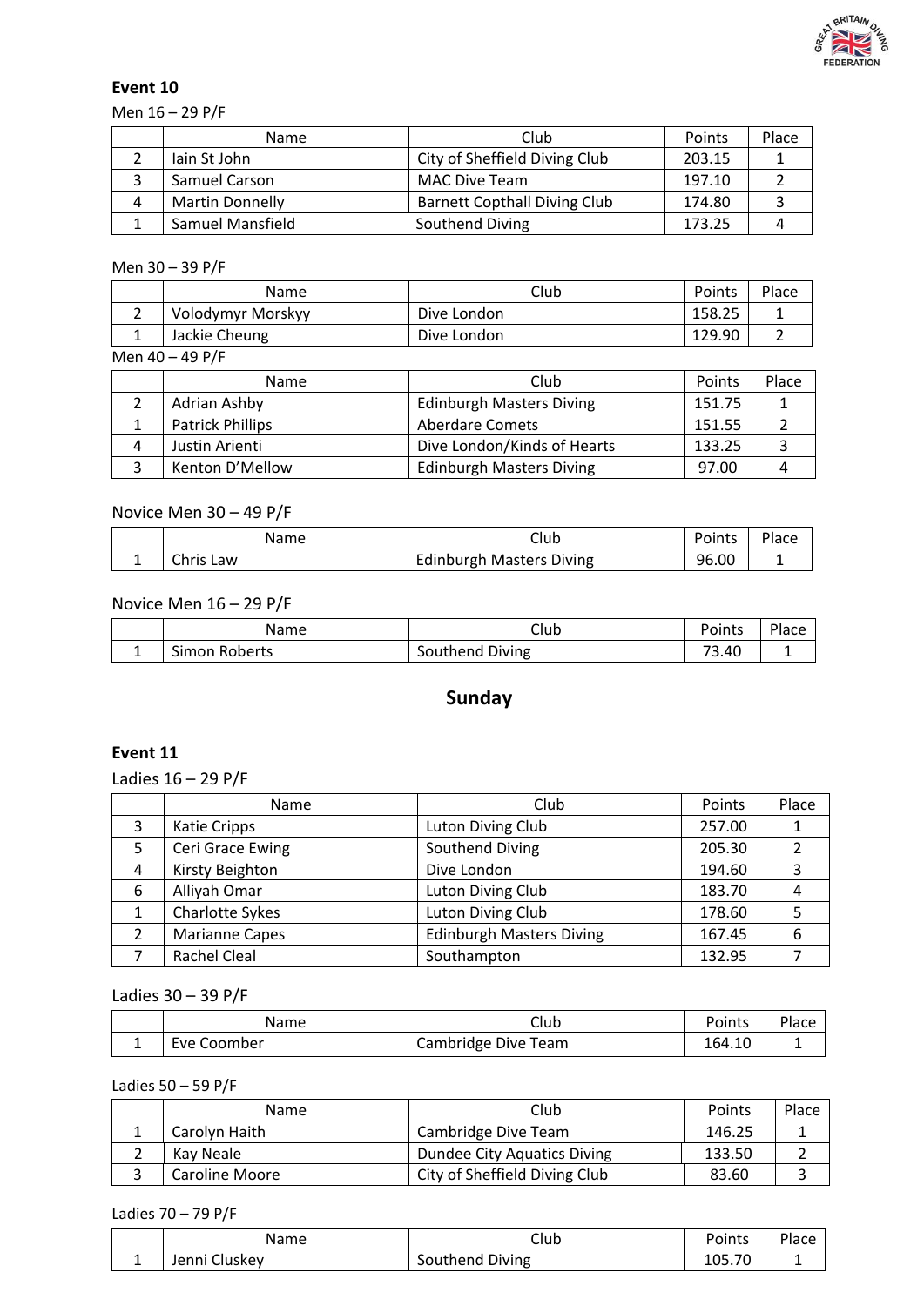## Event 10

Men 16 – 29 P/F

| | Name | Club | Points | Place |
|---|---|---|---|---|
| 2 | Iain St John | City of Sheffield Diving Club | 203.15 | 1 |
| 3 | Samuel Carson | MAC Dive Team | 197.10 | 2 |
| 4 | Martin Donnelly | Barnett Copthall Diving Club | 174.80 | 3 |
| 1 | Samuel Mansfield | Southend Diving | 173.25 | 4 |

Men 30 – 39 P/F

| | Name | Club | Points | Place |
|---|---|---|---|---|
| 2 | Volodymyr Morskyy | Dive London | 158.25 | 1 |
| 1 | Jackie Cheung | Dive London | 129.90 | 2 |

Men 40 – 49 P/F

| | Name | Club | Points | Place |
|---|---|---|---|---|
| 2 | Adrian Ashby | Edinburgh Masters Diving | 151.75 | 1 |
| 1 | Patrick Phillips | Aberdare Comets | 151.55 | 2 |
| 4 | Justin Arienti | Dive London/Kinds of Hearts | 133.25 | 3 |
| 3 | Kenton D'Mellow | Edinburgh Masters Diving | 97.00 | 4 |

Novice Men 30 – 49 P/F

| | Name | Club | Points | Place |
|---|---|---|---|---|
| 1 | Chris Law | Edinburgh Masters Diving | 96.00 | 1 |

Novice Men 16 – 29 P/F

| | Name | Club | Points | Place |
|---|---|---|---|---|
| 1 | Simon Roberts | Southend Diving | 73.40 | 1 |

# Sunday

## Event 11

Ladies 16 – 29 P/F

| | Name | Club | Points | Place |
|---|---|---|---|---|
| 3 | Katie Cripps | Luton Diving Club | 257.00 | 1 |
| 5 | Ceri Grace Ewing | Southend Diving | 205.30 | 2 |
| 4 | Kirsty Beighton | Dive London | 194.60 | 3 |
| 6 | Alliyah Omar | Luton Diving Club | 183.70 | 4 |
| 1 | Charlotte Sykes | Luton Diving Club | 178.60 | 5 |
| 2 | Marianne Capes | Edinburgh Masters Diving | 167.45 | 6 |
| 7 | Rachel Cleal | Southampton | 132.95 | 7 |

Ladies 30 – 39 P/F

| | Name | Club | Points | Place |
|---|---|---|---|---|
| 1 | Eve Coomber | Cambridge Dive Team | 164.10 | 1 |

Ladies 50 – 59 P/F

| | Name | Club | Points | Place |
|---|---|---|---|---|
| 1 | Carolyn Haith | Cambridge Dive Team | 146.25 | 1 |
| 2 | Kay Neale | Dundee City Aquatics Diving | 133.50 | 2 |
| 3 | Caroline Moore | City of Sheffield Diving Club | 83.60 | 3 |

Ladies 70 – 79 P/F

| | Name | Club | Points | Place |
|---|---|---|---|---|
| 1 | Jenni Cluskey | Southend Diving | 105.70 | 1 |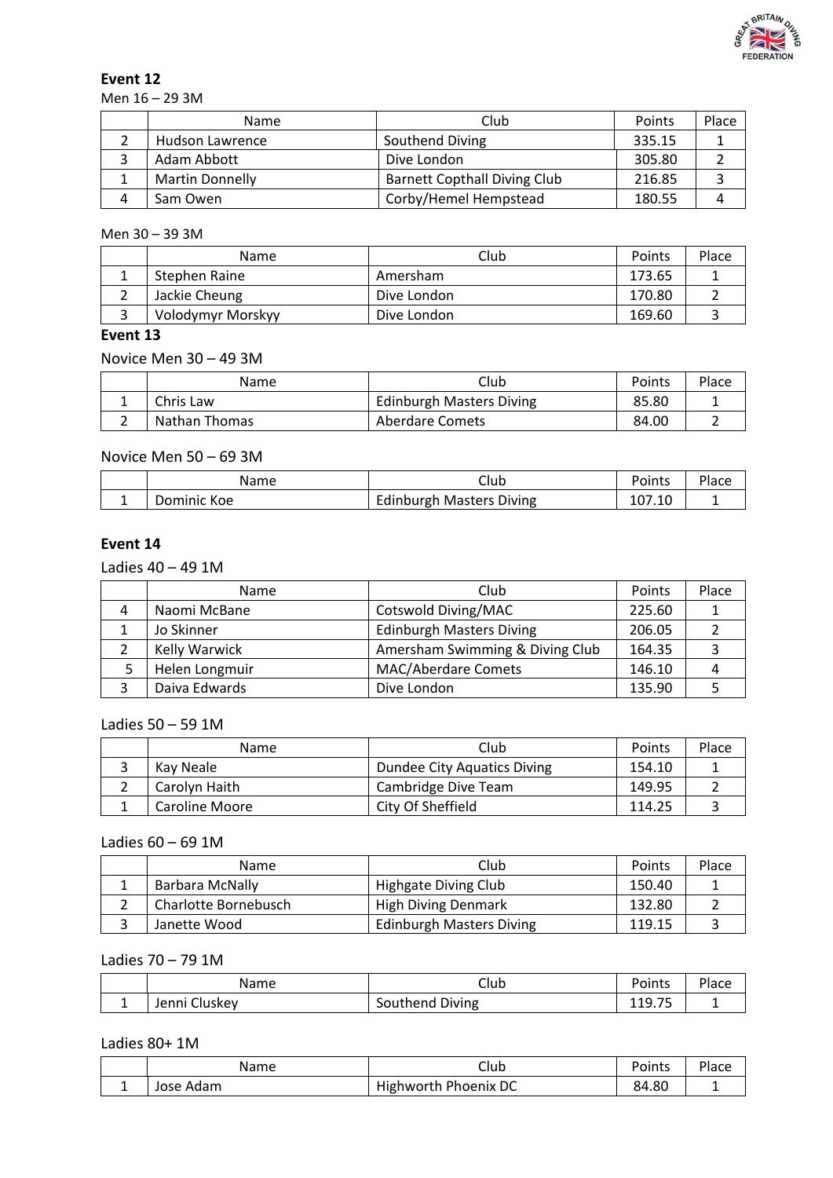### Event 12

Men 16 – 29 3M

| | Name | Club | Points | Place |
|---|---|---|---|---|
| 2 | Hudson Lawrence | Southend Diving | 335.15 | 1 |
| 3 | Adam Abbott | Dive London | 305.80 | 2 |
| 1 | Martin Donnelly | Barnett Copthall Diving Club | 216.85 | 3 |
| 4 | Sam Owen | Corby/Hemel Hempstead | 180.55 | 4 |

Men 30 – 39 3M

| | Name | Club | Points | Place |
|---|---|---|---|---|
| 1 | Stephen Raine | Amersham | 173.65 | 1 |
| 2 | Jackie Cheung | Dive London | 170.80 | 2 |
| 3 | Volodymyr Morskyy | Dive London | 169.60 | 3 |

### Event 13

Novice Men 30 – 49 3M

| | Name | Club | Points | Place |
|---|---|---|---|---|
| 1 | Chris Law | Edinburgh Masters Diving | 85.80 | 1 |
| 2 | Nathan Thomas | Aberdare Comets | 84.00 | 2 |

Novice Men 50 – 69 3M

| | Name | Club | Points | Place |
|---|---|---|---|---|
| 1 | Dominic Koe | Edinburgh Masters Diving | 107.10 | 1 |

### Event 14

Ladies 40 – 49 1M

| | Name | Club | Points | Place |
|---|---|---|---|---|
| 4 | Naomi McBane | Cotswold Diving/MAC | 225.60 | 1 |
| 1 | Jo Skinner | Edinburgh Masters Diving | 206.05 | 2 |
| 2 | Kelly Warwick | Amersham Swimming & Diving Club | 164.35 | 3 |
| 5 | Helen Longmuir | MAC/Aberdare Comets | 146.10 | 4 |
| 3 | Daiva Edwards | Dive London | 135.90 | 5 |

Ladies 50 – 59 1M

| | Name | Club | Points | Place |
|---|---|---|---|---|
| 3 | Kay Neale | Dundee City Aquatics Diving | 154.10 | 1 |
| 2 | Carolyn Haith | Cambridge Dive Team | 149.95 | 2 |
| 1 | Caroline Moore | City Of Sheffield | 114.25 | 3 |

Ladies 60 – 69 1M

| | Name | Club | Points | Place |
|---|---|---|---|---|
| 1 | Barbara McNally | Highgate Diving Club | 150.40 | 1 |
| 2 | Charlotte Bornebusch | High Diving Denmark | 132.80 | 2 |
| 3 | Janette Wood | Edinburgh Masters Diving | 119.15 | 3 |

Ladies 70 – 79 1M

| | Name | Club | Points | Place |
|---|---|---|---|---|
| 1 | Jenni Cluskey | Southend Diving | 119.75 | 1 |

Ladies 80+ 1M

| | Name | Club | Points | Place |
|---|---|---|---|---|
| 1 | Jose Adam | Highworth Phoenix DC | 84.80 | 1 |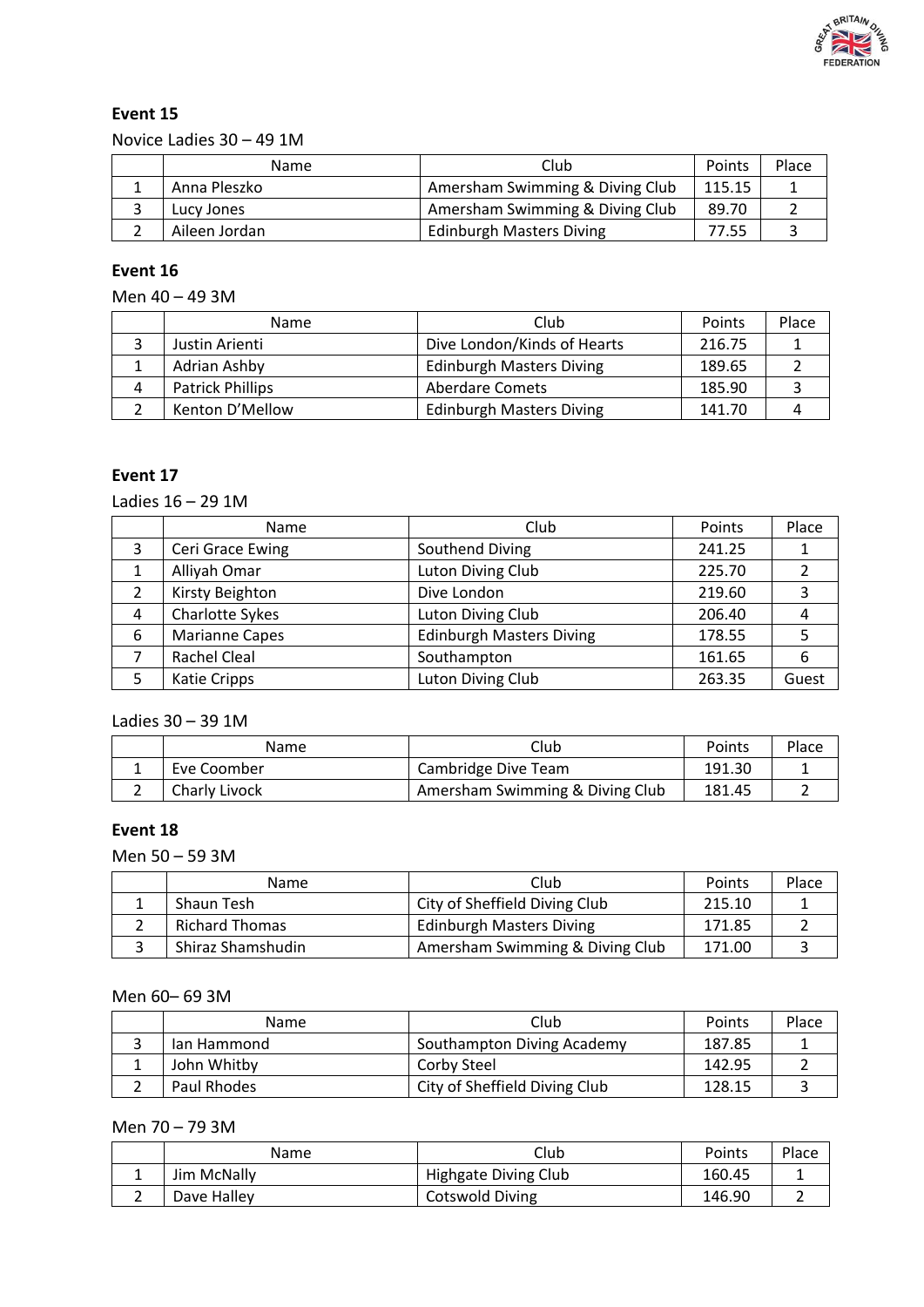### Event 15

Novice Ladies 30 – 49 1M

| | Name | Club | Points | Place |
|---|---|---|---|---|
| 1 | Anna Pleszko | Amersham Swimming & Diving Club | 115.15 | 1 |
| 3 | Lucy Jones | Amersham Swimming & Diving Club | 89.70 | 2 |
| 2 | Aileen Jordan | Edinburgh Masters Diving | 77.55 | 3 |

### Event 16

Men 40 – 49 3M

| | Name | Club | Points | Place |
|---|---|---|---|---|
| 3 | Justin Arienti | Dive London/Kinds of Hearts | 216.75 | 1 |
| 1 | Adrian Ashby | Edinburgh Masters Diving | 189.65 | 2 |
| 4 | Patrick Phillips | Aberdare Comets | 185.90 | 3 |
| 2 | Kenton D'Mellow | Edinburgh Masters Diving | 141.70 | 4 |

### Event 17

Ladies 16 – 29 1M

| | Name | Club | Points | Place |
|---|---|---|---|---|
| 3 | Ceri Grace Ewing | Southend Diving | 241.25 | 1 |
| 1 | Alliyah Omar | Luton Diving Club | 225.70 | 2 |
| 2 | Kirsty Beighton | Dive London | 219.60 | 3 |
| 4 | Charlotte Sykes | Luton Diving Club | 206.40 | 4 |
| 6 | Marianne Capes | Edinburgh Masters Diving | 178.55 | 5 |
| 7 | Rachel Cleal | Southampton | 161.65 | 6 |
| 5 | Katie Cripps | Luton Diving Club | 263.35 | Guest |

Ladies 30 – 39 1M

| | Name | Club | Points | Place |
|---|---|---|---|---|
| 1 | Eve Coomber | Cambridge Dive Team | 191.30 | 1 |
| 2 | Charly Livock | Amersham Swimming & Diving Club | 181.45 | 2 |

### Event 18

Men 50 – 59 3M

| | Name | Club | Points | Place |
|---|---|---|---|---|
| 1 | Shaun Tesh | City of Sheffield Diving Club | 215.10 | 1 |
| 2 | Richard Thomas | Edinburgh Masters Diving | 171.85 | 2 |
| 3 | Shiraz Shamshudin | Amersham Swimming & Diving Club | 171.00 | 3 |

Men 60– 69 3M

| | Name | Club | Points | Place |
|---|---|---|---|---|
| 3 | Ian Hammond | Southampton Diving Academy | 187.85 | 1 |
| 1 | John Whitby | Corby Steel | 142.95 | 2 |
| 2 | Paul Rhodes | City of Sheffield Diving Club | 128.15 | 3 |

Men 70 – 79 3M

| | Name | Club | Points | Place |
|---|---|---|---|---|
| 1 | Jim McNally | Highgate Diving Club | 160.45 | 1 |
| 2 | Dave Halley | Cotswold Diving | 146.90 | 2 |